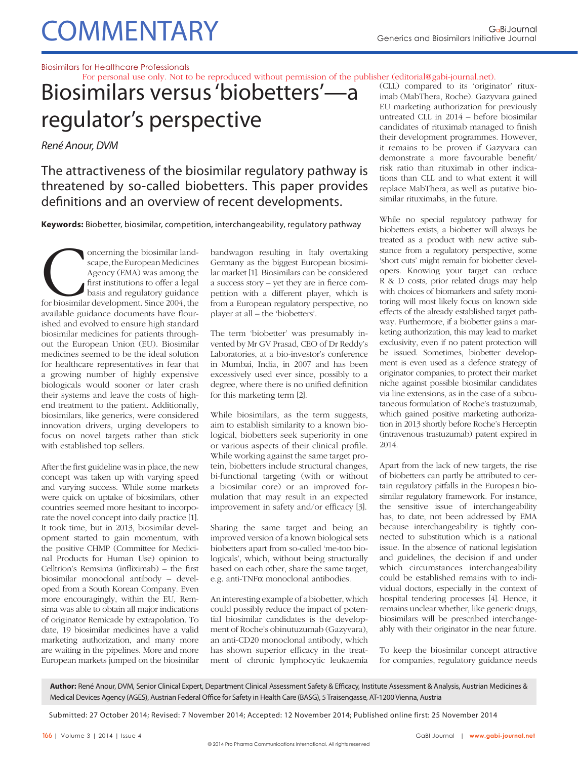Biosimilars for Healthcare Professionals

For personal use only. Not to be reproduced without permission of the publisher (editorial@gabi-journal.net).

# Biosimilars versus 'biobetters'—a regulator's perspective

*René Anour, DVM*

## The attractiveness of the biosimilar regulatory pathway is threatened by so-called biobetters. This paper provides definitions and an overview of recent developments.

**Keywords:** Biobetter, biosimilar, competition, interchangeability, regulatory pathway

Concerning the biosimilar landscape, the European Medicines Agency (EMA) was among the first institutions to offer a legal basis and regulatory guidance for biosimilar development. Since 2004, the available guidance documents have flourished and evolved to ensure high standard biosimilar medicines for patients throughout the European Union (EU). Biosimilar medicines seemed to be the ideal solution for healthcare representatives in fear that a growing number of highly expensive biologicals would sooner or later crash their systems and leave the costs of high-end treatment to the patient. Additionally, biosimilars, like generics, were considered innovation drivers, urging developers to focus on novel targets rather than stick with established top sellers.

After the first guideline was in place, the new concept was taken up with varying speed and varying success. While some markets were quick on uptake of biosimilars, other countries seemed more hesitant to incorporate the novel concept into daily practice [1]. It took time, but in 2013, biosimilar development started to gain momentum, with the positive CHMP (Committee for Medicinal Products for Human Use) opinion to Celltrion's Remsima (infliximab) – the first biosimilar monoclonal antibody – developed from a South Korean Company. Even more encouragingly, within the EU, Remsima was able to obtain all major indications of originator Remicade by extrapolation. To date, 19 biosimilar medicines have a valid marketing authorization, and many more are waiting in the pipelines. More and more European markets jumped on the biosimilar bandwagon resulting in Italy overtaking Germany as the biggest European biosimilar market [1]. Biosimilars can be considered a success story – yet they are in fierce competition with a different player, which is from a European regulatory perspective, no player at all – the 'biobetters'.

The term 'biobetter' was presumably invented by Mr GV Prasad, CEO of Dr Reddy's Laboratories, at a bio-investor's conference in Mumbai, India, in 2007 and has been excessively used ever since, possibly to a degree, where there is no unified definition for this marketing term [2].

While biosimilars, as the term suggests, aim to establish similarity to a known biological, biobetters seek superiority in one or various aspects of their clinical profile. While working against the same target protein, biobetters include structural changes, bi-functional targeting (with or without a biosimilar core) or an improved formulation that may result in an expected improvement in safety and/or efficacy [3].

Sharing the same target and being an improved version of a known biological sets biobetters apart from so-called 'me-too biologicals', which, without being structurally based on each other, share the same target, e.g. anti-TNF$\alpha$ monoclonal antibodies.

An interesting example of a biobetter, which could possibly reduce the impact of potential biosimilar candidates is the development of Roche's obinutuzumab (Gazyvara), an anti-CD20 monoclonal antibody, which has shown superior efficacy in the treatment of chronic lymphocytic leukaemia (CLL) compared to its 'originator' rituximab (MabThera, Roche). Gazyvara gained EU marketing authorization for previously untreated CLL in 2014 – before biosimilar candidates of rituximab managed to finish their development programmes. However, it remains to be proven if Gazyvara can demonstrate a more favourable benefit/risk ratio than rituximab in other indications than CLL and to what extent it will replace MabThera, as well as putative biosimilar rituximabs, in the future.

While no special regulatory pathway for biobetters exists, a biobetter will always be treated as a product with new active substance from a regulatory perspective, some 'short cuts' might remain for biobetter developers. Knowing your target can reduce R & D costs, prior related drugs may help with choices of biomarkers and safety monitoring will most likely focus on known side effects of the already established target pathway. Furthermore, if a biobetter gains a marketing authorization, this may lead to market exclusivity, even if no patent protection will be issued. Sometimes, biobetter development is even used as a defence strategy of originator companies, to protect their market niche against possible biosimilar candidates via line extensions, as in the case of a subcutaneous formulation of Roche's trastuzumab, which gained positive marketing authorization in 2013 shortly before Roche's Herceptin (intravenous trastuzumab) patent expired in 2014.

Apart from the lack of new targets, the rise of biobetters can partly be attributed to certain regulatory pitfalls in the European biosimilar regulatory framework. For instance, the sensitive issue of interchangeability has, to date, not been addressed by EMA because interchangeability is tightly connected to substitution which is a national issue. In the absence of national legislation and guidelines, the decision if and under which circumstances interchangeability could be established remains with to individual doctors, especially in the context of hospital tendering processes [4]. Hence, it remains unclear whether, like generic drugs, biosimilars will be prescribed interchangeably with their originator in the near future.

To keep the biosimilar concept attractive for companies, regulatory guidance needs

**Author:** René Anour, DVM, Senior Clinical Expert, Department Clinical Assessment Safety & Efficacy, Institute Assessment & Analysis, Austrian Medicines & Medical Devices Agency (AGES), Austrian Federal Office for Safety in Health Care (BASG), 5 Traisengasse, AT-1200 Vienna, Austria

Submitted: 27 October 2014; Revised: 7 November 2014; Accepted: 12 November 2014; Published online first: 25 November 2014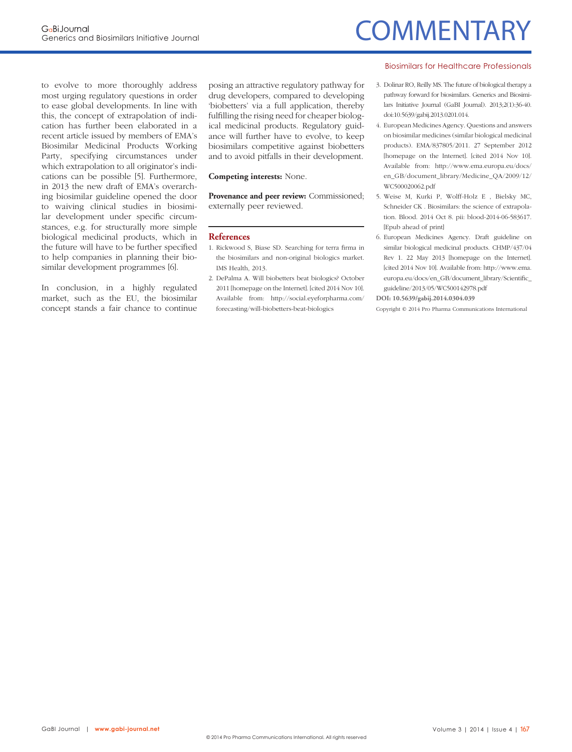to evolve to more thoroughly address most urging regulatory questions in order to ease global developments. In line with this, the concept of extrapolation of indication has further been elaborated in a recent article issued by members of EMA's Biosimilar Medicinal Products Working Party, specifying circumstances under which extrapolation to all originator's indications can be possible [5]. Furthermore, in 2013 the new draft of EMA's overarching biosimilar guideline opened the door to waiving clinical studies in biosimilar development under specific circumstances, e.g. for structurally more simple biological medicinal products, which in the future will have to be further specified to help companies in planning their biosimilar development programmes [6].

In conclusion, in a highly regulated market, such as the EU, the biosimilar concept stands a fair chance to continue posing an attractive regulatory pathway for drug developers, compared to developing 'biobetters' via a full application, thereby fulfilling the rising need for cheaper biological medicinal products. Regulatory guidance will further have to evolve, to keep biosimilars competitive against biobetters and to avoid pitfalls in their development.

**Competing interests:** None.

**Provenance and peer review:** Commissioned; externally peer reviewed.

## References

1. Rickwood S, Biase SD. Searching for terra firma in the biosimilars and non-original biologics market. IMS Health, 2013.
2. DePalma A. Will biobetters beat biologics? October 2011 [homepage on the Internet]. [cited 2014 Nov 10]. Available from: http://social.eyeforpharma.com/forecasting/will-biobetters-beat-biologics
3. Dolinar RO, Reilly MS. The future of biological therapy a pathway forward for biosimilars. Generics and Biosimilars Initiative Journal (GaBI Journal). 2013;2(1):36-40. doi:10.5639/gabij.2013.0201.014.
4. European Medicines Agency. Questions and answers on biosimilar medicines (similar biological medicinal products). EMA/837805/2011. 27 September 2012 [homepage on the Internet]. [cited 2014 Nov 10]. Available from: http://www.ema.europa.eu/docs/en_GB/document_library/Medicine_QA/2009/12/WC500020062.pdf
5. Weise M, Kurki P, Wolff-Holz E , Bielsky MC, Schneider CK . Biosimilars: the science of extrapolation. Blood. 2014 Oct 8. pii: blood-2014-06-583617. [Epub ahead of print]
6. European Medicines Agency. Draft guideline on similar biological medicinal products. CHMP/437/04 Rev 1. 22 May 2013 [homepage on the Internet]. [cited 2014 Nov 10]. Available from: http://www.ema.europa.eu/docs/en_GB/document_library/Scientific_guideline/2013/05/WC500142978.pdf

**DOI: 10.5639/gabij.2014.0304.039**

Copyright © 2014 Pro Pharma Communications International